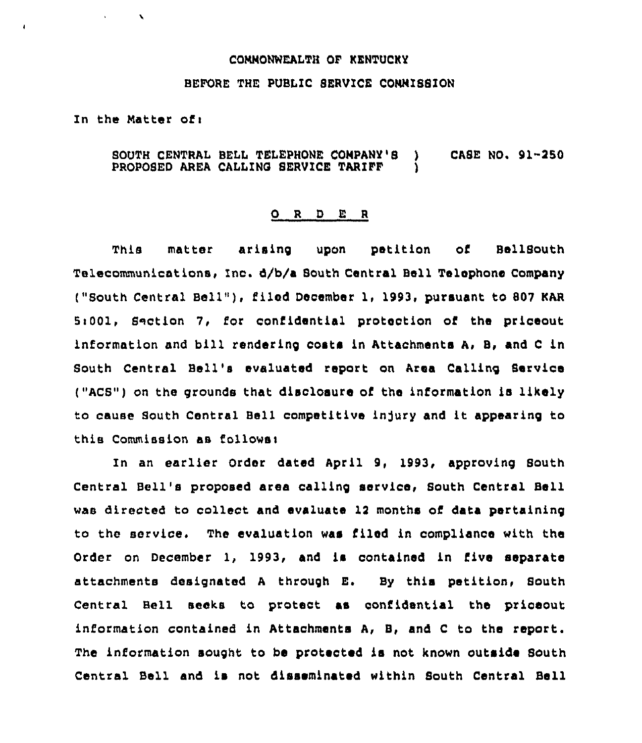COMMONWEALTH OF KENTUCKY

BEFORE THE PUBLIC SERVICE COMMISSION

In the Matter of:

SOUTH CENTRAL BELL TELEPHONE COMPANY'S PROPOSED AREA CALLING SERVICE TARIFF ) CASE NO. 91-250

## O R D E R

This matter arising upon petition of BellSouth Telecommunications, Inc. d/b/a South Central Bell Telephone Company ("South Central Bell"), filed December 1, 1993, pursuant to 807 KAR 5:001, Section 7, for confidential protection of the priceout information and bill rendering costs in Attachments A, B, and C in South Central Bell's evaluated report on Area Calling Service ("ACS") on the grounds that disclosure of the information is likely to cause South Central Bell competitive injury and it appearing to this Commission as follows:

In an earlier Order dated April 9, 1993, approving South Central Bell's proposed area calling service, South Central Bell was directed to collect and evaluate 12 months of data pertaining to the service. The evaluation was filed in compliance with the Order on December 1, 1993, and is contained in five separate attachments designated A through E. By this petition, South Central Bell seeks to protect as confidential the priceout information contained in Attachments A, B, and C to the report. The information sought to be protected is not known outside South Central Bell and is not disseminated within South Central Bell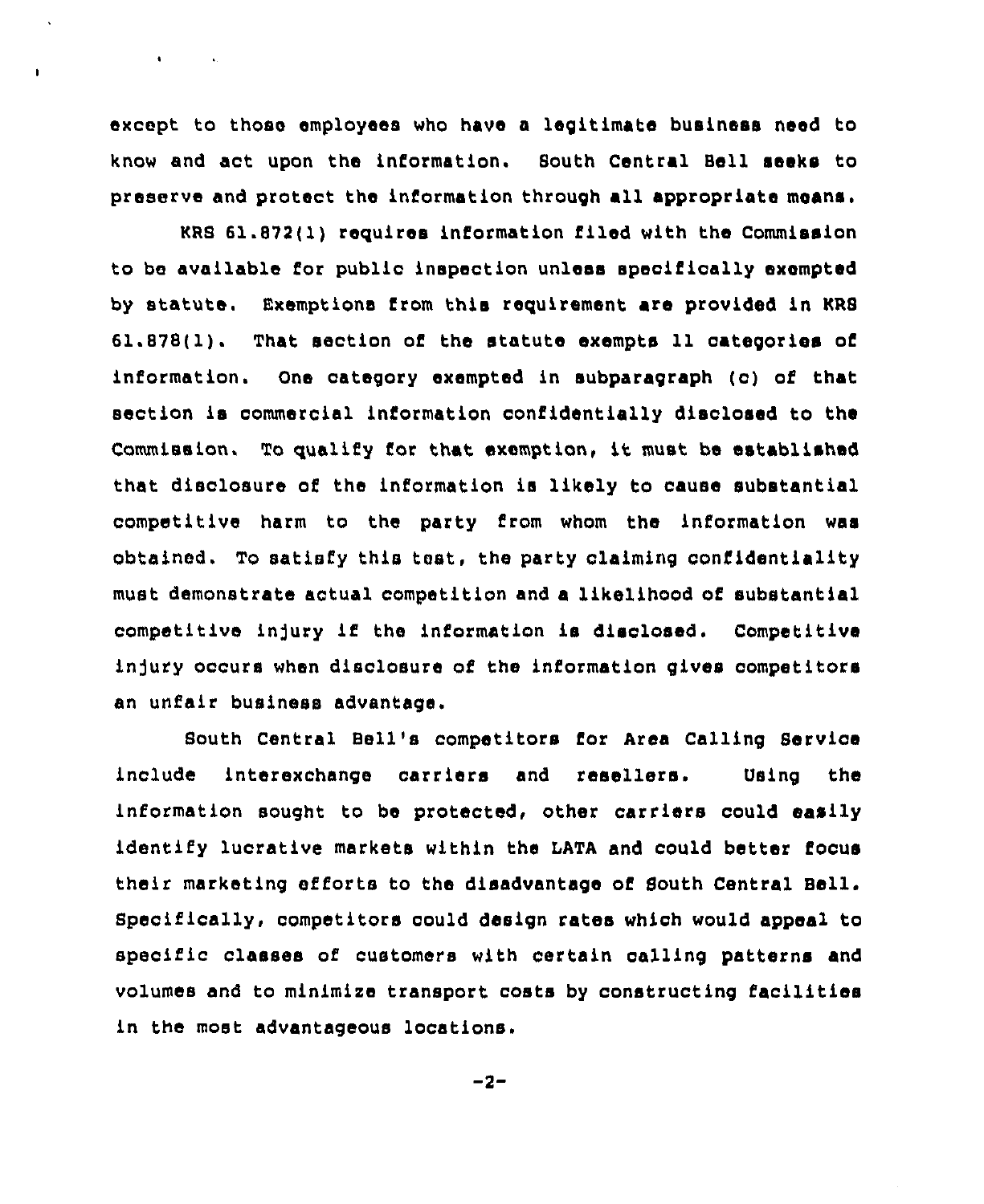except to those employees who have a legitimate business need to know and act upon the information. South Central Bell seeks to preserve and protect the information through all appropriate means.

KRS 61.872(1) requires information filed with the Commission to be available for public inspection unless specifically exempted by statute. Exemptions from this requirement are provided in KRS 61.878(1). That section of the statute exempts 11 categories of information. One category exempted in subparagraph (c) of that section is commercial information confidentially disclosed to the Commission. To qualify for that exemption, it must be established that disclosure of the information is likely to cause substantial competitive harm to the party from whom the information was obtained. To satisfy this test, the party claiming confidentiality must demonstrate actual competition and a likelihood of substantial competitive injury if the information is disclosed. Competitive injury occurs when disclosure of the information gives competitors an unfair business advantage.

South Central Bell's competitors for Area Calling Service include interexchange carriers and resellers. Using the information sought to be protected, other carriers could easily identify lucrative markets within the LATA and could better focus their marketing efforts to the disadvantage of South Central Bell. Specifically, competitors could design rates which would appeal to specific classes of customers with certain calling patterns and volumes and to minimize transport costs by constructing facilities in the most advantageous locations.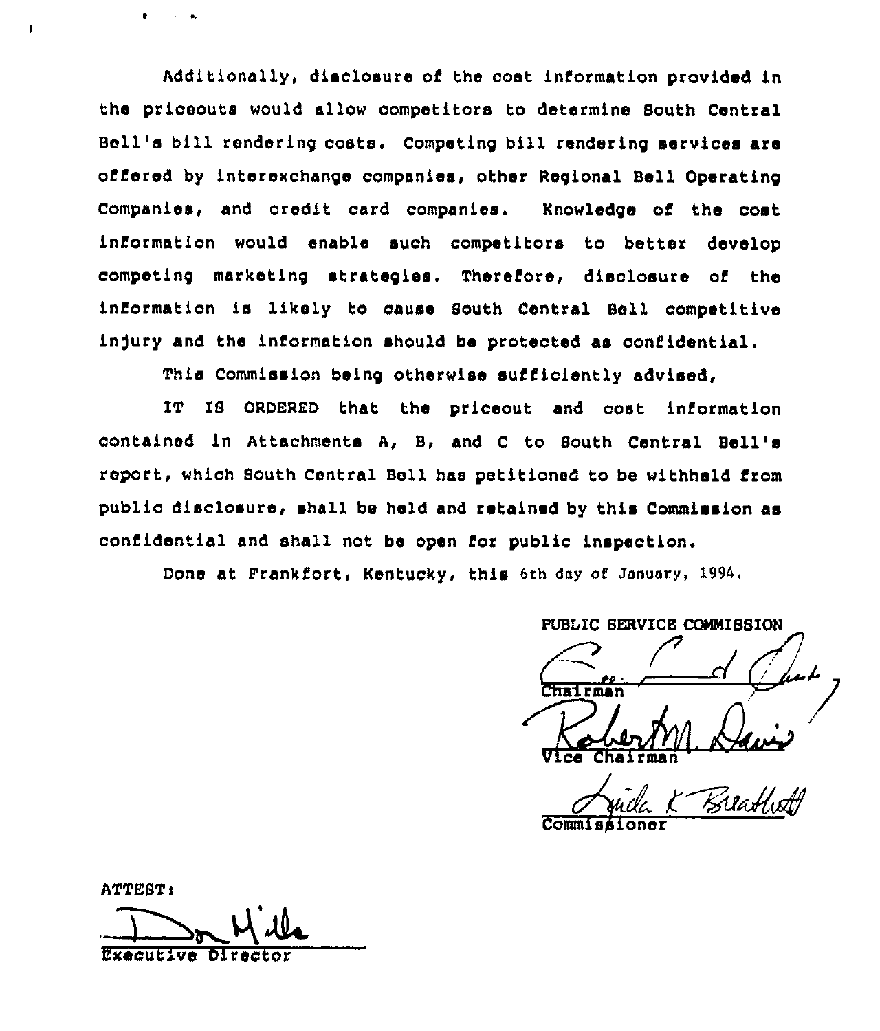Additionally, disclosure of the cost information provided in the priceouts would allow competitors to determine South Central Bell's bill rendering costs. Competing bill rendering services are offered by interexchange companies, other Regional Bell Operating Companies, and credit card companies. Knowledge of the cost information would enable such competitors to better develop competing marketing strategies. Therefore, disclosure of the information is likely to cause South Central Bell competitive injury and the information should be protected as confidential.

This Commission being otherwise sufficiently advised,

IT IS ORDERED that the priceout and cost information contained in Attachments A, B, and C to South Central Bell's report, which South Central Bell has petitioned to be withheld from public disclosure, shall be held and retained by this Commission as confidential and shall not be open for public inspection.

Done at Frankfort, Kentucky, this 6th day of January, 1994.

PUBLIC SERVICE COMMISSION

Chairman

Vice Chairman

Commissioner

ATTEST:

Executive Director